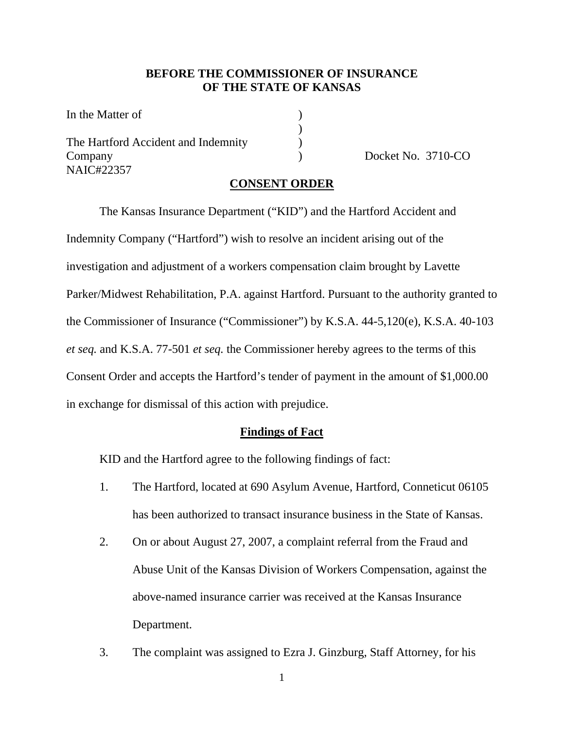**BEFORE THE COMMISSIONER OF INSURANCE**
**OF THE STATE OF KANSAS**

In the Matter of )
)
The Hartford Accident and Indemnity )
Company ) Docket No. 3710-CO
NAIC#22357

**CONSENT ORDER**

The Kansas Insurance Department ("KID") and the Hartford Accident and Indemnity Company ("Hartford") wish to resolve an incident arising out of the investigation and adjustment of a workers compensation claim brought by Lavette Parker/Midwest Rehabilitation, P.A. against Hartford. Pursuant to the authority granted to the Commissioner of Insurance ("Commissioner") by K.S.A. 44-5,120(e), K.S.A. 40-103 *et seq.* and K.S.A. 77-501 *et seq.* the Commissioner hereby agrees to the terms of this Consent Order and accepts the Hartford's tender of payment in the amount of $1,000.00 in exchange for dismissal of this action with prejudice.

**Findings of Fact**

KID and the Hartford agree to the following findings of fact:

1. The Hartford, located at 690 Asylum Avenue, Hartford, Conneticut 06105 has been authorized to transact insurance business in the State of Kansas.
2. On or about August 27, 2007, a complaint referral from the Fraud and Abuse Unit of the Kansas Division of Workers Compensation, against the above-named insurance carrier was received at the Kansas Insurance Department.
3. The complaint was assigned to Ezra J. Ginzburg, Staff Attorney, for his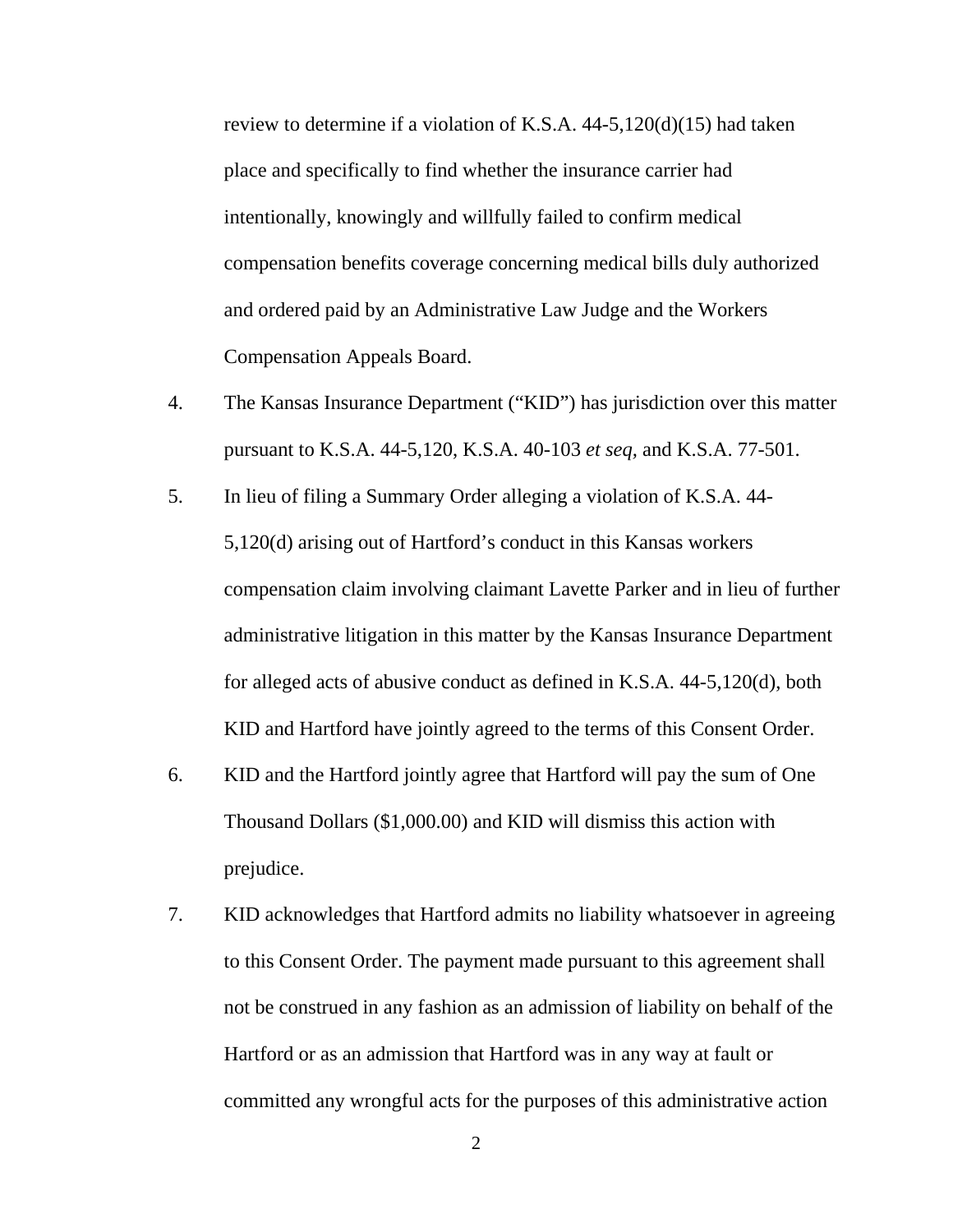review to determine if a violation of K.S.A. 44-5,120(d)(15) had taken place and specifically to find whether the insurance carrier had intentionally, knowingly and willfully failed to confirm medical compensation benefits coverage concerning medical bills duly authorized and ordered paid by an Administrative Law Judge and the Workers Compensation Appeals Board.

4. The Kansas Insurance Department ("KID") has jurisdiction over this matter pursuant to K.S.A. 44-5,120, K.S.A. 40-103 *et seq,* and K.S.A. 77-501.

5. In lieu of filing a Summary Order alleging a violation of K.S.A. 44-5,120(d) arising out of Hartford's conduct in this Kansas workers compensation claim involving claimant Lavette Parker and in lieu of further administrative litigation in this matter by the Kansas Insurance Department for alleged acts of abusive conduct as defined in K.S.A. 44-5,120(d), both KID and Hartford have jointly agreed to the terms of this Consent Order.

6. KID and the Hartford jointly agree that Hartford will pay the sum of One Thousand Dollars ($1,000.00) and KID will dismiss this action with prejudice.

7. KID acknowledges that Hartford admits no liability whatsoever in agreeing to this Consent Order. The payment made pursuant to this agreement shall not be construed in any fashion as an admission of liability on behalf of the Hartford or as an admission that Hartford was in any way at fault or committed any wrongful acts for the purposes of this administrative action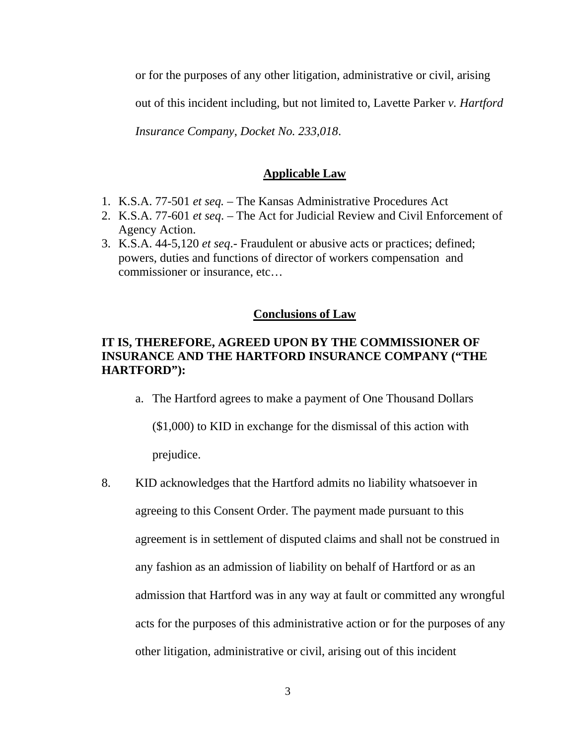or for the purposes of any other litigation, administrative or civil, arising out of this incident including, but not limited to, Lavette Parker *v. Hartford Insurance Company*, *Docket No. 233,018*.

## Applicable Law

1. K.S.A. 77-501 *et seq.* – The Kansas Administrative Procedures Act
2. K.S.A. 77-601 *et seq*. – The Act for Judicial Review and Civil Enforcement of Agency Action.
3. K.S.A. 44-5,120 *et seq*.- Fraudulent or abusive acts or practices; defined; powers, duties and functions of director of workers compensation and commissioner or insurance, etc…

## Conclusions of Law

**IT IS, THEREFORE, AGREED UPON BY THE COMMISSIONER OF INSURANCE AND THE HARTFORD INSURANCE COMPANY ("THE HARTFORD"):**

a. The Hartford agrees to make a payment of One Thousand Dollars ($1,000) to KID in exchange for the dismissal of this action with prejudice.

8. KID acknowledges that the Hartford admits no liability whatsoever in agreeing to this Consent Order. The payment made pursuant to this agreement is in settlement of disputed claims and shall not be construed in any fashion as an admission of liability on behalf of Hartford or as an admission that Hartford was in any way at fault or committed any wrongful acts for the purposes of this administrative action or for the purposes of any other litigation, administrative or civil, arising out of this incident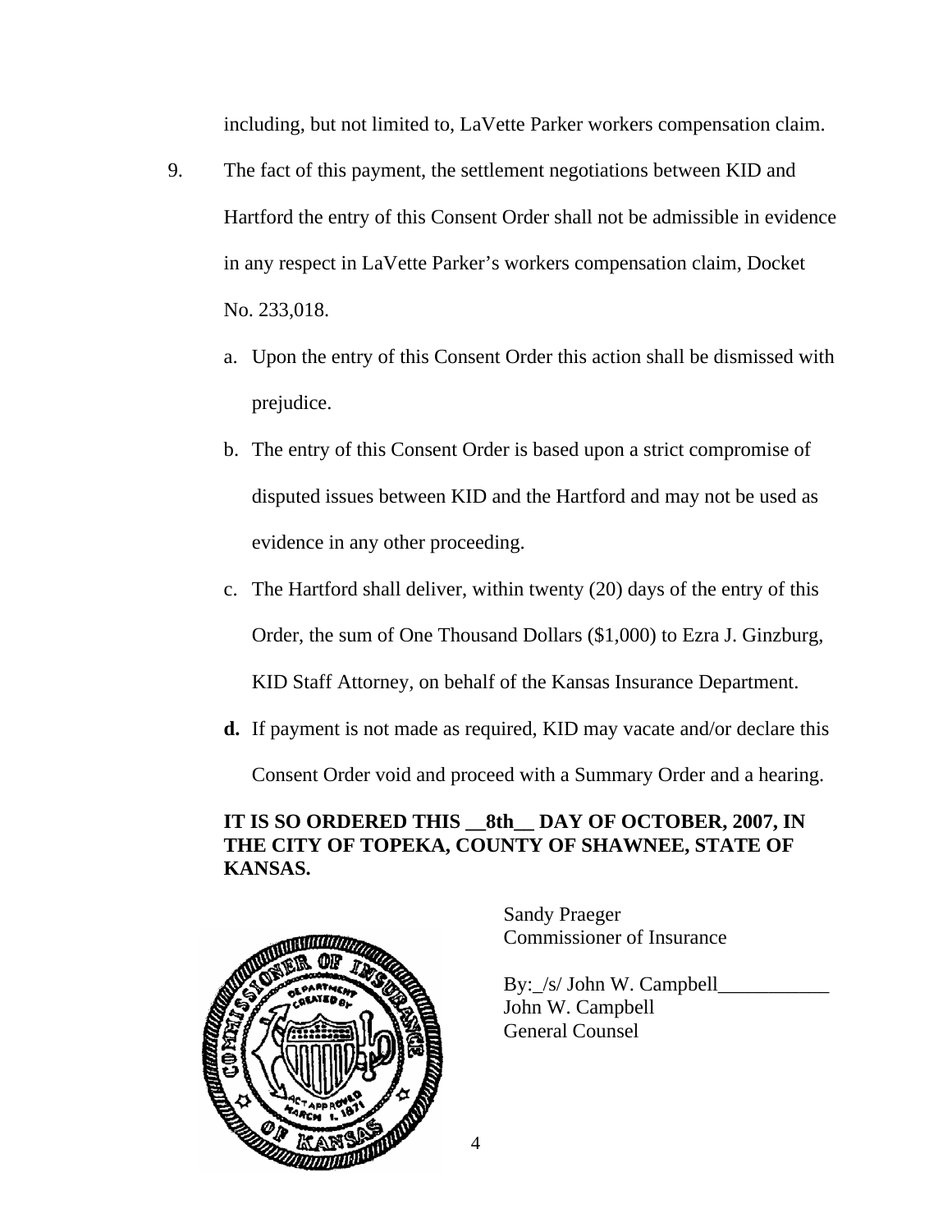including, but not limited to, LaVette Parker workers compensation claim.

9. The fact of this payment, the settlement negotiations between KID and Hartford the entry of this Consent Order shall not be admissible in evidence in any respect in LaVette Parker's workers compensation claim, Docket No. 233,018.

   a. Upon the entry of this Consent Order this action shall be dismissed with prejudice.

   b. The entry of this Consent Order is based upon a strict compromise of disputed issues between KID and the Hartford and may not be used as evidence in any other proceeding.

   c. The Hartford shall deliver, within twenty (20) days of the entry of this Order, the sum of One Thousand Dollars ($1,000) to Ezra J. Ginzburg, KID Staff Attorney, on behalf of the Kansas Insurance Department.

   **d.** If payment is not made as required, KID may vacate and/or declare this Consent Order void and proceed with a Summary Order and a hearing.

**IT IS SO ORDERED THIS __8th__ DAY OF OCTOBER, 2007, IN THE CITY OF TOPEKA, COUNTY OF SHAWNEE, STATE OF KANSAS.**

Sandy Praeger
Commissioner of Insurance

By:_/s/ John W. Campbell___________
John W. Campbell
General Counsel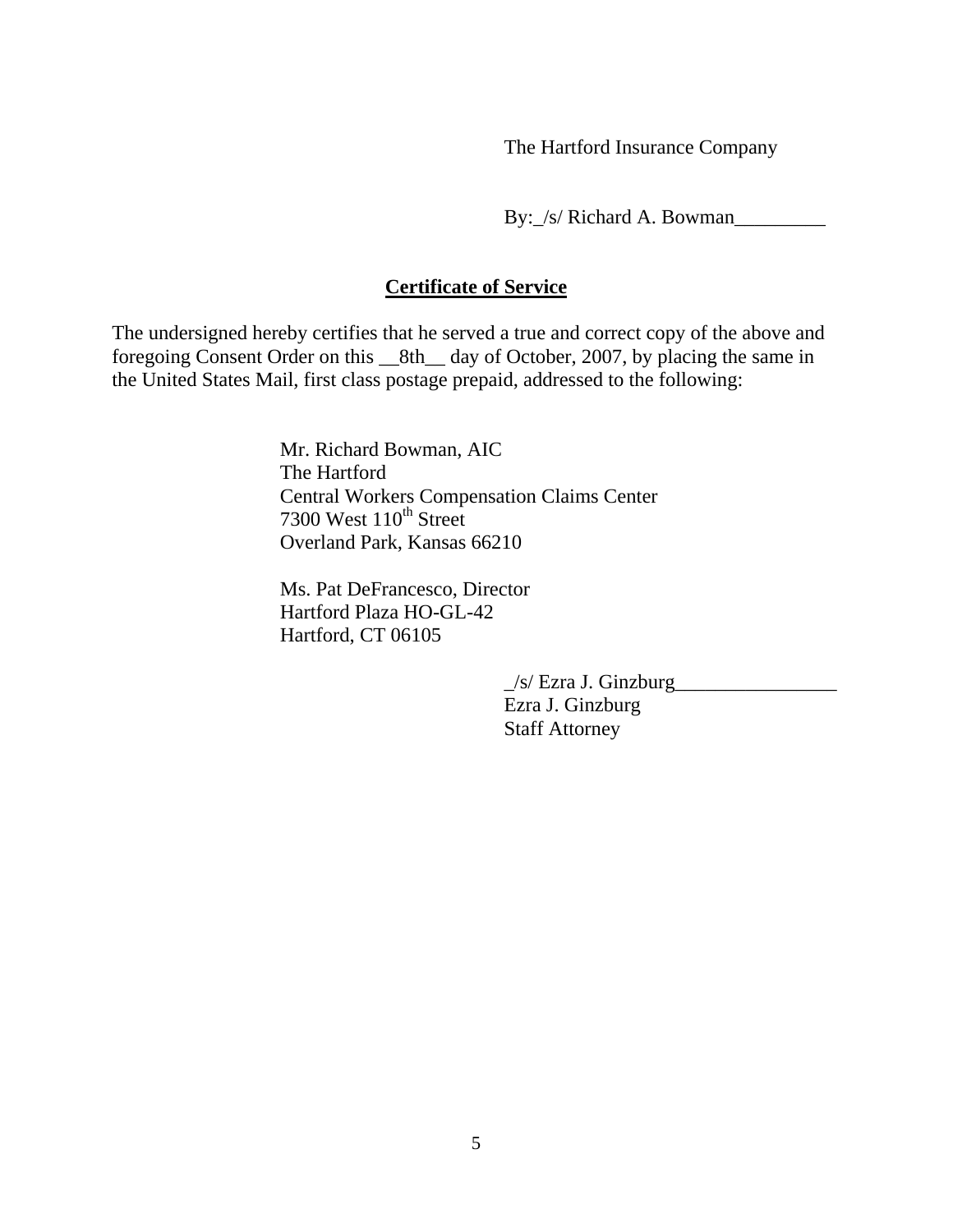The Hartford Insurance Company

By:_/s/ Richard A. Bowman_________

**Certificate of Service**

The undersigned hereby certifies that he served a true and correct copy of the above and foregoing Consent Order on this __8th__ day of October, 2007, by placing the same in the United States Mail, first class postage prepaid, addressed to the following:

Mr. Richard Bowman, AIC
The Hartford
Central Workers Compensation Claims Center
7300 West 110th Street
Overland Park, Kansas 66210

Ms. Pat DeFrancesco, Director
Hartford Plaza HO-GL-42
Hartford, CT 06105

_/s/ Ezra J. Ginzburg________________
Ezra J. Ginzburg
Staff Attorney